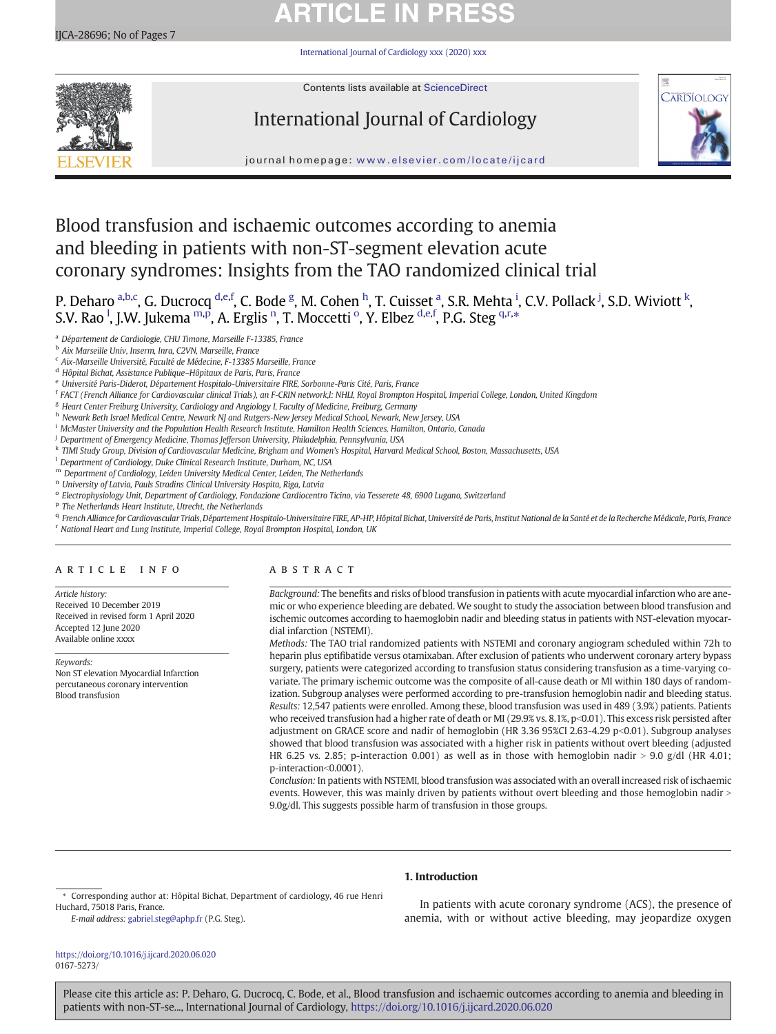# Blood transfusion and ischaemic outcomes according to anemia and bleeding in patients with non-ST-segment elevation acute coronary syndromes: Insights from the TAO randomized clinical trial

P. Deharo [a,b,c], G. Ducrocq [d,e,f], C. Bode [g], M. Cohen [h], T. Cuisset [a], S.R. Mehta [i], C.V. Pollack [j], S.D. Wiviott [k], S.V. Rao [l], J.W. Jukema [m,p], A. Erglis [n], T. Moccetti [o], Y. Elbez [d,e,f], P.G. Steg [q,r,*]

[a] Département de Cardiologie, CHU Timone, Marseille F-13385, France
[b] Aix Marseille Univ, Inserm, Inra, C2VN, Marseille, France
[c] Aix-Marseille Université, Faculté de Médecine, F-13385 Marseille, France
[d] Hôpital Bichat, Assistance Publique–Hôpitaux de Paris, Paris, France
[e] Université Paris-Diderot, Département Hospitalo-Universitaire FIRE, Sorbonne-Paris Cité, Paris, France
[f] FACT (French Alliance for Cardiovascular clinical Trials), an F-CRIN network,l: NHLI, Royal Brompton Hospital, Imperial College, London, United Kingdom
[g] Heart Center Freiburg University, Cardiology and Angiology I, Faculty of Medicine, Freiburg, Germany
[h] Newark Beth Israel Medical Centre, Newark NJ and Rutgers-New Jersey Medical School, Newark, New Jersey, USA
[i] McMaster University and the Population Health Research Institute, Hamilton Health Sciences, Hamilton, Ontario, Canada
[j] Department of Emergency Medicine, Thomas Jefferson University, Philadelphia, Pennsylvania, USA
[k] TIMI Study Group, Division of Cardiovascular Medicine, Brigham and Women's Hospital, Harvard Medical School, Boston, Massachusetts, USA
[l] Department of Cardiology, Duke Clinical Research Institute, Durham, NC, USA
[m] Department of Cardiology, Leiden University Medical Center, Leiden, The Netherlands
[n] University of Latvia, Pauls Stradins Clinical University Hospita, Riga, Latvia
[o] Electrophysiology Unit, Department of Cardiology, Fondazione Cardiocentro Ticino, via Tesserete 48, 6900 Lugano, Switzerland
[p] The Netherlands Heart Institute, Utrecht, the Netherlands
[q] French Alliance for Cardiovascular Trials, Département Hospitalo-Universitaire FIRE, AP-HP, Hôpital Bichat, Université de Paris, Institut National de la Santé et de la Recherche Médicale, Paris, France
[r] National Heart and Lung Institute, Imperial College, Royal Brompton Hospital, London, UK

## ARTICLE INFO

*Article history:*
Received 10 December 2019
Received in revised form 1 April 2020
Accepted 12 June 2020
Available online xxxx

*Keywords:*
Non ST elevation Myocardial Infarction
percutaneous coronary intervention
Blood transfusion

## ABSTRACT

*Background:* The benefits and risks of blood transfusion in patients with acute myocardial infarction who are anemic or who experience bleeding are debated. We sought to study the association between blood transfusion and ischemic outcomes according to haemoglobin nadir and bleeding status in patients with NST-elevation myocardial infarction (NSTEMI).

*Methods:* The TAO trial randomized patients with NSTEMI and coronary angiogram scheduled within 72h to heparin plus eptifibatide versus otamixaban. After exclusion of patients who underwent coronary artery bypass surgery, patients were categorized according to transfusion status considering transfusion as a time-varying covariate. The primary ischemic outcome was the composite of all-cause death or MI within 180 days of randomization. Subgroup analyses were performed according to pre-transfusion hemoglobin nadir and bleeding status.

*Results:* 12,547 patients were enrolled. Among these, blood transfusion was used in 489 (3.9%) patients. Patients who received transfusion had a higher rate of death or MI (29.9% vs. 8.1%, $p<0.01$). This excess risk persisted after adjustment on GRACE score and nadir of hemoglobin (HR 3.36 95%CI 2.63-4.29 $p<0.01$). Subgroup analyses showed that blood transfusion was associated with a higher risk in patients without overt bleeding (adjusted HR 6.25 vs. 2.85; p-interaction 0.001) as well as in those with hemoglobin nadir > 9.0 g/dl (HR 4.01; p-interaction<0.0001).

*Conclusion:* In patients with NSTEMI, blood transfusion was associated with an overall increased risk of ischaemic events. However, this was mainly driven by patients without overt bleeding and those hemoglobin nadir > 9.0g/dl. This suggests possible harm of transfusion in those groups.

## 1. Introduction

In patients with acute coronary syndrome (ACS), the presence of anemia, with or without active bleeding, may jeopardize oxygen

\* Corresponding author at: Hôpital Bichat, Department of cardiology, 46 rue Henri Huchard, 75018 Paris, France.
*E-mail address:* gabriel.steg@aphp.fr (P.G. Steg).

https://doi.org/10.1016/j.ijcard.2020.06.020
0167-5273/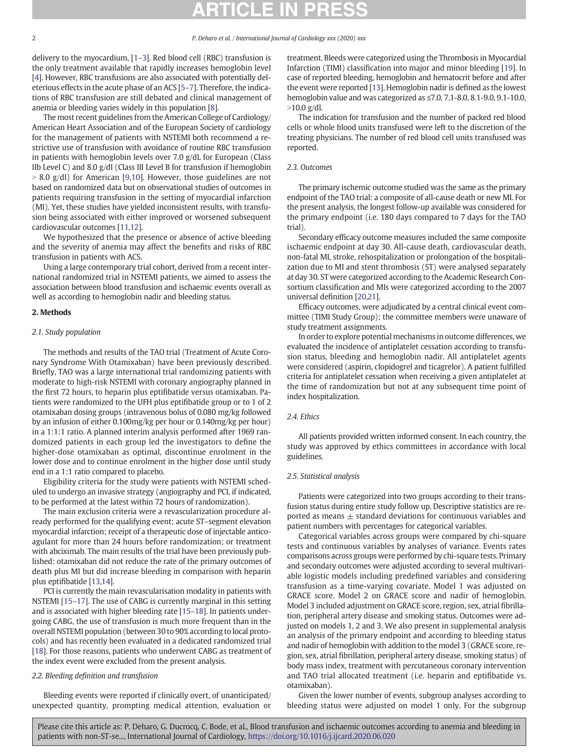delivery to the myocardium, [1–3]. Red blood cell (RBC) transfusion is the only treatment available that rapidly increases hemoglobin level [4]. However, RBC transfusions are also associated with potentially deleterious effects in the acute phase of an ACS [5–7]. Therefore, the indications of RBC transfusion are still debated and clinical management of anemia or bleeding varies widely in this population [8].

The most recent guidelines from the American College of Cardiology/American Heart Association and of the European Society of cardiology for the management of patients with NSTEMI both recommend a restrictive use of transfusion with avoidance of routine RBC transfusion in patients with hemoglobin levels over 7.0 g/dL for European (Class IIb Level C) and 8.0 g/dl (Class III Level B for transfusion if hemoglobin > 8.0 g/dl) for American [9,10]. However, those guidelines are not based on randomized data but on observational studies of outcomes in patients requiring transfusion in the setting of myocardial infarction (MI). Yet, these studies have yielded inconsistent results, with transfusion being associated with either improved or worsened subsequent cardiovascular outcomes [11,12].

We hypothesized that the presence or absence of active bleeding and the severity of anemia may affect the benefits and risks of RBC transfusion in patients with ACS.

Using a large contemporary trial cohort, derived from a recent international randomized trial in NSTEMI patients, we aimed to assess the association between blood transfusion and ischaemic events overall as well as according to hemoglobin nadir and bleeding status.

## 2. Methods

### 2.1. Study population

The methods and results of the TAO trial (Treatment of Acute Coronary Syndrome With Otamixaban) have been previously described. Briefly, TAO was a large international trial randomizing patients with moderate to high-risk NSTEMI with coronary angiography planned in the first 72 hours, to heparin plus eptifibatide versus otamixaban. Patients were randomized to the UFH plus eptifibatide group or to 1 of 2 otamixaban dosing groups (intravenous bolus of 0.080 mg/kg followed by an infusion of either 0.100mg/kg per hour or 0.140mg/kg per hour) in a 1:1:1 ratio. A planned interim analysis performed after 1969 randomized patients in each group led the investigators to define the higher-dose otamixaban as optimal, discontinue enrolment in the lower dose and to continue enrolment in the higher dose until study end in a 1:1 ratio compared to placebo.

Eligibility criteria for the study were patients with NSTEMI scheduled to undergo an invasive strategy (angiography and PCI, if indicated, to be performed at the latest within 72 hours of randomization).

The main exclusion criteria were a revascularization procedure already performed for the qualifying event; acute ST–segment elevation myocardial infarction; receipt of a therapeutic dose of injectable anticoagulant for more than 24 hours before randomization; or treatment with abciximab. The main results of the trial have been previously published: otamixaban did not reduce the rate of the primary outcomes of death plus MI but did increase bleeding in comparison with heparin plus eptifibatide [13,14].

PCI is currently the main revascularisation modality in patients with NSTEMI [15–17]. The use of CABG is currently marginal in this setting and is associated with higher bleeding rate [15–18]. In patients undergoing CABG, the use of transfusion is much more frequent than in the overall NSTEMI population (between 30 to 90% according to local protocols) and has recently been evaluated in a dedicated randomized trial [18]. For those reasons, patients who underwent CABG as treatment of the index event were excluded from the present analysis.

### 2.2. Bleeding definition and transfusion

Bleeding events were reported if clinically overt, of unanticipated/unexpected quantity, prompting medical attention, evaluation or treatment. Bleeds were categorized using the Thrombosis in Myocardial Infarction (TIMI) classification into major and minor bleeding [19]. In case of reported bleeding, hemoglobin and hematocrit before and after the event were reported [13]. Hemoglobin nadir is defined as the lowest hemoglobin value and was categorized as ≤7.0, 7.1-8.0, 8.1-9.0, 9.1-10.0, >10.0 g/dl.

The indication for transfusion and the number of packed red blood cells or whole blood units transfused were left to the discretion of the treating physicians. The number of red blood cell units transfused was reported.

### 2.3. Outcomes

The primary ischemic outcome studied was the same as the primary endpoint of the TAO trial: a composite of all-cause death or new MI. For the present analysis, the longest follow-up available was considered for the primary endpoint (i.e. 180 days compared to 7 days for the TAO trial).

Secondary efficacy outcome measures included the same composite ischaemic endpoint at day 30. All-cause death, cardiovascular death, non-fatal MI, stroke, rehospitalization or prolongation of the hospitalization due to MI and stent thrombosis (ST) were analysed separately at day 30. ST were categorized according to the Academic Research Consortium classification and MIs were categorized according to the 2007 universal definition [20,21].

Efficacy outcomes, were adjudicated by a central clinical event committee (TIMI Study Group); the committee members were unaware of study treatment assignments.

In order to explore potential mechanisms in outcome differences, we evaluated the incidence of antiplatelet cessation according to transfusion status, bleeding and hemoglobin nadir. All antiplatelet agents were considered (aspirin, clopidogrel and ticagrelor). A patient fulfilled criteria for antiplatelet cessation when receiving a given antiplatelet at the time of randomization but not at any subsequent time point of index hospitalization.

### 2.4. Ethics

All patients provided written informed consent. In each country, the study was approved by ethics committees in accordance with local guidelines.

### 2.5. Statistical analysis

Patients were categorized into two groups according to their transfusion status during entire study follow up. Descriptive statistics are reported as means ± standard deviations for continuous variables and patient numbers with percentages for categorical variables.

Categorical variables across groups were compared by chi-square tests and continuous variables by analyses of variance. Events rates comparisons across groups were performed by chi-square tests. Primary and secondary outcomes were adjusted according to several multivariable logistic models including predefined variables and considering transfusion as a time-varying covariate. Model 1 was adjusted on GRACE score. Model 2 on GRACE score and nadir of hemoglobin. Model 3 included adjustment on GRACE score, region, sex, atrial fibrillation, peripheral artery disease and smoking status. Outcomes were adjusted on models 1, 2 and 3. We also present in supplemental analysis an analysis of the primary endpoint and according to bleeding status and nadir of hemoglobin with addition to the model 3 (GRACE score, region, sex, atrial fibrillation, peripheral artery disease, smoking status) of body mass index, treatment with percutaneous coronary intervention and TAO trial allocated treatment (i.e. heparin and eptifibatide vs. otamixaban).

Given the lower number of events, subgroup analyses according to bleeding status were adjusted on model 1 only. For the subgroup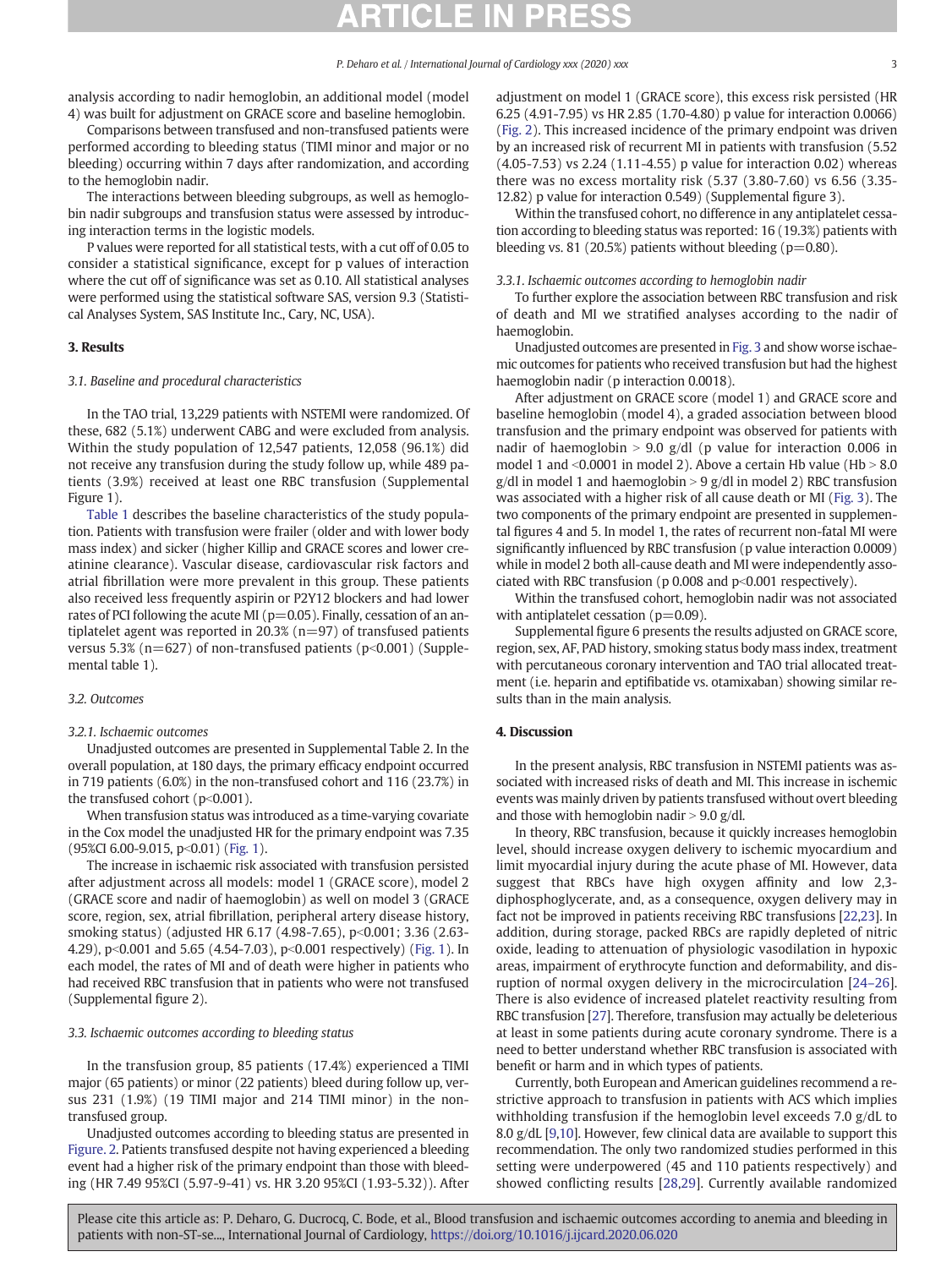analysis according to nadir hemoglobin, an additional model (model 4) was built for adjustment on GRACE score and baseline hemoglobin.

Comparisons between transfused and non-transfused patients were performed according to bleeding status (TIMI minor and major or no bleeding) occurring within 7 days after randomization, and according to the hemoglobin nadir.

The interactions between bleeding subgroups, as well as hemoglobin nadir subgroups and transfusion status were assessed by introducing interaction terms in the logistic models.

P values were reported for all statistical tests, with a cut off of 0.05 to consider a statistical significance, except for p values of interaction where the cut off of significance was set as 0.10. All statistical analyses were performed using the statistical software SAS, version 9.3 (Statistical Analyses System, SAS Institute Inc., Cary, NC, USA).

## 3. Results

### 3.1. Baseline and procedural characteristics

In the TAO trial, 13,229 patients with NSTEMI were randomized. Of these, 682 (5.1%) underwent CABG and were excluded from analysis. Within the study population of 12,547 patients, 12,058 (96.1%) did not receive any transfusion during the study follow up, while 489 patients (3.9%) received at least one RBC transfusion (Supplemental Figure 1).

Table 1 describes the baseline characteristics of the study population. Patients with transfusion were frailer (older and with lower body mass index) and sicker (higher Killip and GRACE scores and lower creatinine clearance). Vascular disease, cardiovascular risk factors and atrial fibrillation were more prevalent in this group. These patients also received less frequently aspirin or P2Y12 blockers and had lower rates of PCI following the acute MI ($p=0.05$). Finally, cessation of an antiplatelet agent was reported in 20.3% ($n=97$) of transfused patients versus 5.3% ($n=627$) of non-transfused patients ($p<0.001$) (Supplemental table 1).

### 3.2. Outcomes

#### 3.2.1. Ischaemic outcomes

Unadjusted outcomes are presented in Supplemental Table 2. In the overall population, at 180 days, the primary efficacy endpoint occurred in 719 patients (6.0%) in the non-transfused cohort and 116 (23.7%) in the transfused cohort ($p<0.001$).

When transfusion status was introduced as a time-varying covariate in the Cox model the unadjusted HR for the primary endpoint was 7.35 (95%CI 6.00-9.015, $p<0.01$) (Fig. 1).

The increase in ischaemic risk associated with transfusion persisted after adjustment across all models: model 1 (GRACE score), model 2 (GRACE score and nadir of haemoglobin) as well on model 3 (GRACE score, region, sex, atrial fibrillation, peripheral artery disease history, smoking status) (adjusted HR 6.17 (4.98-7.65), $p<0.001$; 3.36 (2.63-4.29), $p<0.001$ and 5.65 (4.54-7.03), $p<0.001$ respectively) (Fig. 1). In each model, the rates of MI and of death were higher in patients who had received RBC transfusion that in patients who were not transfused (Supplemental figure 2).

### 3.3. Ischaemic outcomes according to bleeding status

In the transfusion group, 85 patients (17.4%) experienced a TIMI major (65 patients) or minor (22 patients) bleed during follow up, versus 231 (1.9%) (19 TIMI major and 214 TIMI minor) in the non-transfused group.

Unadjusted outcomes according to bleeding status are presented in Figure. 2. Patients transfused despite not having experienced a bleeding event had a higher risk of the primary endpoint than those with bleeding (HR 7.49 95%CI (5.97-9-41) vs. HR 3.20 95%CI (1.93-5.32)). After adjustment on model 1 (GRACE score), this excess risk persisted (HR 6.25 (4.91-7.95) vs HR 2.85 (1.70-4.80) p value for interaction 0.0066) (Fig. 2). This increased incidence of the primary endpoint was driven by an increased risk of recurrent MI in patients with transfusion (5.52 (4.05-7.53) vs 2.24 (1.11-4.55) p value for interaction 0.02) whereas there was no excess mortality risk (5.37 (3.80-7.60) vs 6.56 (3.35-12.82) p value for interaction 0.549) (Supplemental figure 3).

Within the transfused cohort, no difference in any antiplatelet cessation according to bleeding status was reported: 16 (19.3%) patients with bleeding vs. 81 (20.5%) patients without bleeding ($p=0.80$).

#### 3.3.1. Ischaemic outcomes according to hemoglobin nadir

To further explore the association between RBC transfusion and risk of death and MI we stratified analyses according to the nadir of haemoglobin.

Unadjusted outcomes are presented in Fig. 3 and show worse ischaemic outcomes for patients who received transfusion but had the highest haemoglobin nadir (p interaction 0.0018).

After adjustment on GRACE score (model 1) and GRACE score and baseline hemoglobin (model 4), a graded association between blood transfusion and the primary endpoint was observed for patients with nadir of haemoglobin > 9.0 g/dl (p value for interaction 0.006 in model 1 and <0.0001 in model 2). Above a certain Hb value (Hb > 8.0 g/dl in model 1 and haemoglobin > 9 g/dl in model 2) RBC transfusion was associated with a higher risk of all cause death or MI (Fig. 3). The two components of the primary endpoint are presented in supplemental figures 4 and 5. In model 1, the rates of recurrent non-fatal MI were significantly influenced by RBC transfusion (p value interaction 0.0009) while in model 2 both all-cause death and MI were independently associated with RBC transfusion (p 0.008 and $p<0.001$ respectively).

Within the transfused cohort, hemoglobin nadir was not associated with antiplatelet cessation ($p=0.09$).

Supplemental figure 6 presents the results adjusted on GRACE score, region, sex, AF, PAD history, smoking status body mass index, treatment with percutaneous coronary intervention and TAO trial allocated treatment (i.e. heparin and eptifibatide vs. otamixaban) showing similar results than in the main analysis.

## 4. Discussion

In the present analysis, RBC transfusion in NSTEMI patients was associated with increased risks of death and MI. This increase in ischemic events was mainly driven by patients transfused without overt bleeding and those with hemoglobin nadir > 9.0 g/dl.

In theory, RBC transfusion, because it quickly increases hemoglobin level, should increase oxygen delivery to ischemic myocardium and limit myocardial injury during the acute phase of MI. However, data suggest that RBCs have high oxygen affinity and low 2,3-diphosphoglycerate, and, as a consequence, oxygen delivery may in fact not be improved in patients receiving RBC transfusions [22,23]. In addition, during storage, packed RBCs are rapidly depleted of nitric oxide, leading to attenuation of physiologic vasodilation in hypoxic areas, impairment of erythrocyte function and deformability, and disruption of normal oxygen delivery in the microcirculation [24–26]. There is also evidence of increased platelet reactivity resulting from RBC transfusion [27]. Therefore, transfusion may actually be deleterious at least in some patients during acute coronary syndrome. There is a need to better understand whether RBC transfusion is associated with benefit or harm and in which types of patients.

Currently, both European and American guidelines recommend a restrictive approach to transfusion in patients with ACS which implies withholding transfusion if the hemoglobin level exceeds 7.0 g/dL to 8.0 g/dL [9,10]. However, few clinical data are available to support this recommendation. The only two randomized studies performed in this setting were underpowered (45 and 110 patients respectively) and showed conflicting results [28,29]. Currently available randomized

Please cite this article as: P. Deharo, G. Ducrocq, C. Bode, et al., Blood transfusion and ischaemic outcomes according to anemia and bleeding in patients with non-ST-se..., International Journal of Cardiology, https://doi.org/10.1016/j.ijcard.2020.06.020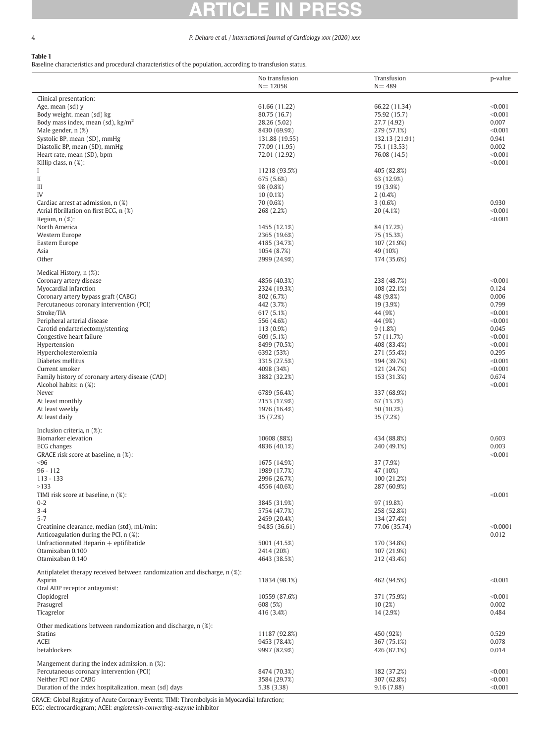**Table 1**
Baseline characteristics and procedural characteristics of the population, according to transfusion status.

| | No transfusion N= 12058 | Transfusion N= 489 | p-value |
|---|---|---|---|
| Clinical presentation: | | | |
| Age, mean (sd) y | 61.66 (11.22) | 66.22 (11.34) | <0.001 |
| Body weight, mean (sd) kg | 80.75 (16.7) | 75.92 (15.7) | <0.001 |
| Body mass index, mean (sd), kg/m$^2$ | 28.26 (5.02) | 27.7 (4.92) | 0.007 |
| Male gender, n (%) | 8430 (69.9%) | 279 (57.1%) | <0.001 |
| Systolic BP, mean (SD), mmHg | 131.88 (19.55) | 132.13 (21.91) | 0.941 |
| Diastolic BP, mean (SD), mmHg | 77.09 (11.95) | 75.1 (13.53) | 0.002 |
| Heart rate, mean (SD), bpm | 72.01 (12.92) | 76.08 (14.5) | <0.001 |
| Killip class, n (%): | | | <0.001 |
| I | 11218 (93.5%) | 405 (82.8%) | |
| II | 675 (5.6%) | 63 (12.9%) | |
| III | 98 (0.8%) | 19 (3.9%) | |
| IV | 10 (0.1%) | 2 (0.4%) | |
| Cardiac arrest at admission, n (%) | 70 (0.6%) | 3 (0.6%) | 0.930 |
| Atrial fibrillation on first ECG, n (%) | 268 (2.2%) | 20 (4.1%) | <0.001 |
| Region, n (%): | | | <0.001 |
| North America | 1455 (12.1%) | 84 (17.2%) | |
| Western Europe | 2365 (19.6%) | 75 (15.3%) | |
| Eastern Europe | 4185 (34.7%) | 107 (21.9%) | |
| Asia | 1054 (8.7%) | 49 (10%) | |
| Other | 2999 (24.9%) | 174 (35.6%) | |
| Medical History, n (%): | | | |
| Coronary artery disease | 4856 (40.3%) | 238 (48.7%) | <0.001 |
| Myocardial infarction | 2324 (19.3%) | 108 (22.1%) | 0.124 |
| Coronary artery bypass graft (CABG) | 802 (6.7%) | 48 (9.8%) | 0.006 |
| Percutaneous coronary intervention (PCI) | 442 (3.7%) | 19 (3.9%) | 0.799 |
| Stroke/TIA | 617 (5.1%) | 44 (9%) | <0.001 |
| Peripheral arterial disease | 556 (4.6%) | 44 (9%) | <0.001 |
| Carotid endarteriectomy/stenting | 113 (0.9%) | 9 (1.8%) | 0.045 |
| Congestive heart failure | 609 (5.1%) | 57 (11.7%) | <0.001 |
| Hypertension | 8499 (70.5%) | 408 (83.4%) | <0.001 |
| Hypercholesterolemia | 6392 (53%) | 271 (55.4%) | 0.295 |
| Diabetes mellitus | 3315 (27.5%) | 194 (39.7%) | <0.001 |
| Current smoker | 4098 (34%) | 121 (24.7%) | <0.001 |
| Family history of coronary artery disease (CAD) | 3882 (32.2%) | 153 (31.3%) | 0.674 |
| Alcohol habits: n (%): | | | <0.001 |
| Never | 6789 (56.4%) | 337 (68.9%) | |
| At least monthly | 2153 (17.9%) | 67 (13.7%) | |
| At least weekly | 1976 (16.4%) | 50 (10.2%) | |
| At least daily | 35 (7.2%) | 35 (7.2%) | |
| Inclusion criteria, n (%): | | | |
| Biomarker elevation | 10608 (88%) | 434 (88.8%) | 0.603 |
| ECG changes | 4836 (40.1%) | 240 (49.1%) | 0.003 |
| GRACE risk score at baseline, n (%): | | | <0.001 |
| <96 | 1675 (14.9%) | 37 (7.9%) | |
| 96 - 112 | 1989 (17.7%) | 47 (10%) | |
| 113 - 133 | 2996 (26.7%) | 100 (21.2%) | |
| >133 | 4556 (40.6%) | 287 (60.9%) | |
| TIMI risk score at baseline, n (%): | | | <0.001 |
| 0-2 | 3845 (31.9%) | 97 (19.8%) | |
| 3-4 | 5754 (47.7%) | 258 (52.8%) | |
| 5-7 | 2459 (20.4%) | 134 (27.4%) | |
| Creatinine clearance, median (std), mL/min: | 94.85 (36.61) | 77.06 (35.74) | <0.0001 |
| Anticoagulation during the PCI, n (%): | | | 0.012 |
| Unfractionnated Heparin + eptifibatide | 5001 (41.5%) | 170 (34.8%) | |
| Otamixaban 0.100 | 2414 (20%) | 107 (21.9%) | |
| Otamixaban 0.140 | 4643 (38.5%) | 212 (43.4%) | |
| Antiplatelet therapy received between randomization and discharge, n (%): | | | |
| Aspirin | 11834 (98.1%) | 462 (94.5%) | <0.001 |
| Oral ADP receptor antagonist: | | | |
| Clopidogrel | 10559 (87.6%) | 371 (75.9%) | <0.001 |
| Prasugrel | 608 (5%) | 10 (2%) | 0.002 |
| Ticagrelor | 416 (3.4%) | 14 (2.9%) | 0.484 |
| Other medications between randomization and discharge, n (%): | | | |
| Statins | 11187 (92.8%) | 450 (92%) | 0.529 |
| ACEI | 9453 (78.4%) | 367 (75.1%) | 0.078 |
| betablockers | 9997 (82.9%) | 426 (87.1%) | 0.014 |
| Mangement during the index admission, n (%): | | | |
| Percutaneous coronary intervention (PCI) | 8474 (70.3%) | 182 (37.2%) | <0.001 |
| Neither PCI nor CABG | 3584 (29.7%) | 307 (62.8%) | <0.001 |
| Duration of the index hospitalization, mean (sd) days | 5.38 (3.38) | 9.16 (7.88) | <0.001 |

GRACE: Global Registry of Acute Coronary Events; TIMI: Thrombolysis in Myocardial Infarction;
ECG: electrocardiogram; ACEI: *angiotensin-converting-enzyme* inhibitor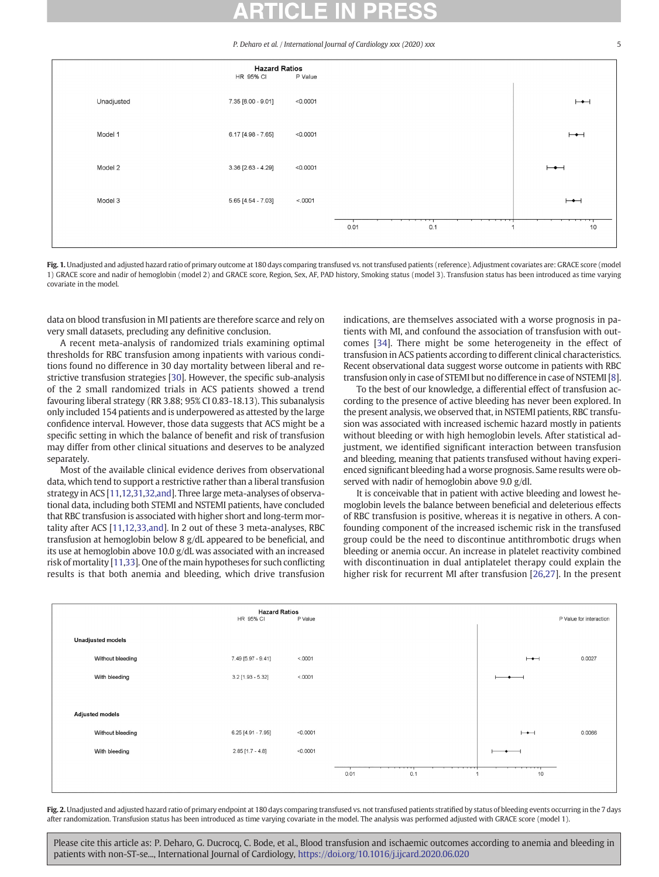| | Hazard Ratios HR 95% CI | P Value |
|---|---|---|
| Unadjusted | 7.35 [6.00 - 9.01] | <0.0001 |
| Model 1 | 6.17 [4.98 - 7.65] | <0.0001 |
| Model 2 | 3.36 [2.63 - 4.29] | <0.0001 |
| Model 3 | 5.65 [4.54 - 7.03] | <.0001 |

**Fig. 1.** Unadjusted and adjusted hazard ratio of primary outcome at 180 days comparing transfused vs. not transfused patients (reference). Adjustment covariates are: GRACE score (model 1) GRACE score and nadir of hemoglobin (model 2) and GRACE score, Region, Sex, AF, PAD history, Smoking status (model 3). Transfusion status has been introduced as time varying covariate in the model.

data on blood transfusion in MI patients are therefore scarce and rely on very small datasets, precluding any definitive conclusion.

A recent meta-analysis of randomized trials examining optimal thresholds for RBC transfusion among inpatients with various conditions found no difference in 30 day mortality between liberal and restrictive transfusion strategies [30]. However, the specific sub-analysis of the 2 small randomized trials in ACS patients showed a trend favouring liberal strategy (RR 3.88; 95% CI 0.83-18.13). This subanalysis only included 154 patients and is underpowered as attested by the large confidence interval. However, those data suggests that ACS might be a specific setting in which the balance of benefit and risk of transfusion may differ from other clinical situations and deserves to be analyzed separately.

Most of the available clinical evidence derives from observational data, which tend to support a restrictive rather than a liberal transfusion strategy in ACS [11,12,31,32,and]. Three large meta-analyses of observational data, including both STEMI and NSTEMI patients, have concluded that RBC transfusion is associated with higher short and long-term mortality after ACS [11,12,33,and]. In 2 out of these 3 meta-analyses, RBC transfusion at hemoglobin below 8 g/dL appeared to be beneficial, and its use at hemoglobin above 10.0 g/dL was associated with an increased risk of mortality [11,33]. One of the main hypotheses for such conflicting results is that both anemia and bleeding, which drive transfusion indications, are themselves associated with a worse prognosis in patients with MI, and confound the association of transfusion with outcomes [34]. There might be some heterogeneity in the effect of transfusion in ACS patients according to different clinical characteristics. Recent observational data suggest worse outcome in patients with RBC transfusion only in case of STEMI but no difference in case of NSTEMI [8].

To the best of our knowledge, a differential effect of transfusion according to the presence of active bleeding has never been explored. In the present analysis, we observed that, in NSTEMI patients, RBC transfusion was associated with increased ischemic hazard mostly in patients without bleeding or with high hemoglobin levels. After statistical adjustment, we identified significant interaction between transfusion and bleeding, meaning that patients transfused without having experienced significant bleeding had a worse prognosis. Same results were observed with nadir of hemoglobin above 9.0 g/dL.

It is conceivable that in patient with active bleeding and lowest hemoglobin levels the balance between beneficial and deleterious effects of RBC transfusion is positive, whereas it is negative in others. A confounding component of the increased ischemic risk in the transfused group could be the need to discontinue antithrombotic drugs when bleeding or anemia occur. An increase in platelet reactivity combined with discontinuation in dual antiplatelet therapy could explain the higher risk for recurrent MI after transfusion [26,27]. In the present

| | Hazard Ratios HR 95% CI | P Value | P Value for interaction |
|---|---|---|---|
| **Unadjusted models** | | | |
| Without bleeding | 7.49 [5.97 - 9.41] | <.0001 | 0.0027 |
| With bleeding | 3.2 [1.93 - 5.32] | <.0001 | |
| **Adjusted models** | | | |
| Without bleeding | 6.25 [4.91 - 7.95] | <0.0001 | 0.0066 |
| With bleeding | 2.85 [1.7 - 4.8] | <0.0001 | |

**Fig. 2.** Unadjusted and adjusted hazard ratio of primary endpoint at 180 days comparing transfused vs. not transfused patients stratified by status of bleeding events occurring in the 7 days after randomization. Transfusion status has been introduced as time varying covariate in the model. The analysis was performed adjusted with GRACE score (model 1).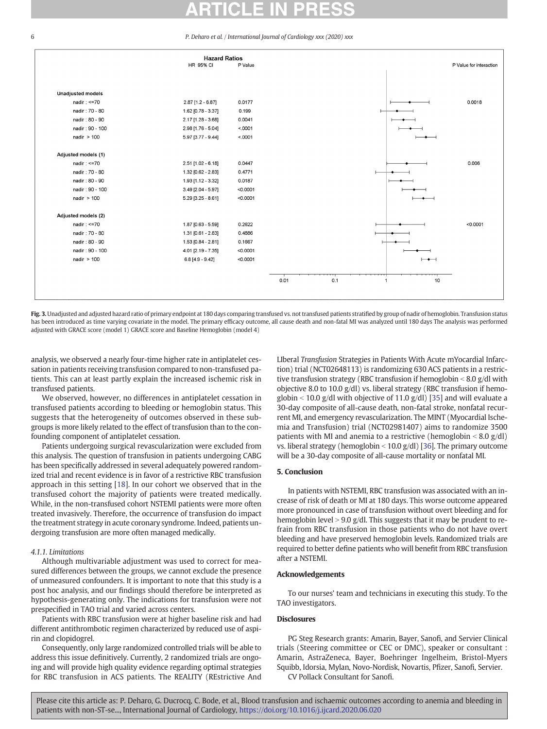| | Hazard Ratios HR 95% CI | P Value | P Value for interaction |
|---|---|---|---|
| **Unadjusted models** | | | |
| nadir : <=70 | 2.87 [1.2 - 6.87] | 0.0177 | 0.0018 |
| nadir : 70 - 80 | 1.62 [0.78 - 3.37] | 0.199 | |
| nadir : 80 - 90 | 2.17 [1.28 - 3.68] | 0.0041 | |
| nadir : 90 - 100 | 2.98 [1.76 - 5.04] | <.0001 | |
| nadir > 100 | 5.97 [3.77 - 9.44] | <.0001 | |
| **Adjusted models (1)** | | | |
| nadir : <=70 | 2.51 [1.02 - 6.18] | 0.0447 | 0.006 |
| nadir : 70 - 80 | 1.32 [0.62 - 2.83] | 0.4771 | |
| nadir : 80 - 90 | 1.93 [1.12 - 3.32] | 0.0187 | |
| nadir : 90 - 100 | 3.49 [2.04 - 5.97] | <0.0001 | |
| nadir > 100 | 5.29 [3.25 - 8.61] | <0.0001 | |
| **Adjusted models (2)** | | | |
| nadir : <=70 | 1.87 [0.63 - 5.59] | 0.2622 | <0.0001 |
| nadir : 70 - 80 | 1.31 [0.61 - 2.83] | 0.4886 | |
| nadir : 80 - 90 | 1.53 [0.84 - 2.81] | 0.1667 | |
| nadir : 90 - 100 | 4.01 [2.19 - 7.35] | <0.0001 | |
| nadir > 100 | 6.8 [4.9 - 9.42] | <0.0001 | |

**Fig. 3.** Unadjusted and adjusted hazard ratio of primary endpoint at 180 days comparing transfused vs. not transfused patients stratified by group of nadir of hemoglobin. Transfusion status has been introduced as time varying covariate in the model. The primary efficacy outcome, all cause death and non-fatal MI was analyzed until 180 days The analysis was performed adjusted with GRACE score (model 1) GRACE score and Baseline Hemoglobin (model 4)

analysis, we observed a nearly four-time higher rate in antiplatelet cessation in patients receiving transfusion compared to non-transfused patients. This can at least partly explain the increased ischemic risk in transfused patients.

We observed, however, no differences in antiplatelet cessation in transfused patients according to bleeding or hemoglobin status. This suggests that the heterogeneity of outcomes observed in these subgroups is more likely related to the effect of transfusion than to the confounding component of antiplatelet cessation.

Patients undergoing surgical revascularization were excluded from this analysis. The question of transfusion in patients undergoing CABG has been specifically addressed in several adequately powered randomized trial and recent evidence is in favor of a restrictive RBC transfusion approach in this setting [18]. In our cohort we observed that in the transfused cohort the majority of patients were treated medically. While, in the non-transfused cohort NSTEMI patients were more often treated invasively. Therefore, the occurrence of transfusion do impact the treatment strategy in acute coronary syndrome. Indeed, patients undergoing transfusion are more often managed medically.

#### 4.1.1. Limitations

Although multivariable adjustment was used to correct for measured differences between the groups, we cannot exclude the presence of unmeasured confounders. It is important to note that this study is a post hoc analysis, and our findings should therefore be interpreted as hypothesis-generating only. The indications for transfusion were not prespecified in TAO trial and varied across centers.

Patients with RBC transfusion were at higher baseline risk and had different antithrombotic regimen characterized by reduced use of aspirin and clopidogrel.

Consequently, only large randomized controlled trials will be able to address this issue definitively. Currently, 2 randomized trials are ongoing and will provide high quality evidence regarding optimal strategies for RBC transfusion in ACS patients. The REALITY (REstrictive And LIberal *Transfusion* Strategies in Patients With Acute mYocardial Infarction) trial (NCT02648113) is randomizing 630 ACS patients in a restrictive transfusion strategy (RBC transfusion if hemoglobin < 8.0 g/dl with objective 8.0 to 10.0 g/dl) vs. liberal strategy (RBC transfusion if hemoglobin < 10.0 g/dl with objective of 11.0 g/dl) [35] and will evaluate a 30-day composite of all-cause death, non-fatal stroke, nonfatal recurrent MI, and emergency revascularization. The MINT (Myocardial Ischemia and Transfusion) trial (NCT02981407) aims to randomize 3500 patients with MI and anemia to a restrictive (hemoglobin < 8.0 g/dl) vs. liberal strategy (hemoglobin < 10.0 g/dl) [36]. The primary outcome will be a 30-day composite of all-cause mortality or nonfatal MI.

## 5. Conclusion

In patients with NSTEMI, RBC transfusion was associated with an increase of risk of death or MI at 180 days. This worse outcome appeared more pronounced in case of transfusion without overt bleeding and for hemoglobin level > 9.0 g/dl. This suggests that it may be prudent to refrain from RBC transfusion in those patients who do not have overt bleeding and have preserved hemoglobin levels. Randomized trials are required to better define patients who will benefit from RBC transfusion after a NSTEMI.

## Acknowledgements

To our nurses' team and technicians in executing this study. To the TAO investigators.

## Disclosures

PG Steg Research grants: Amarin, Bayer, Sanofi, and Servier Clinical trials (Steering committee or CEC or DMC), speaker or consultant : Amarin, AstraZeneca, Bayer, Boehringer Ingelheim, Bristol-Myers Squibb, Idorsia, Mylan, Novo-Nordisk, Novartis, Pfizer, Sanofi, Servier.

CV Pollack Consultant for Sanofi.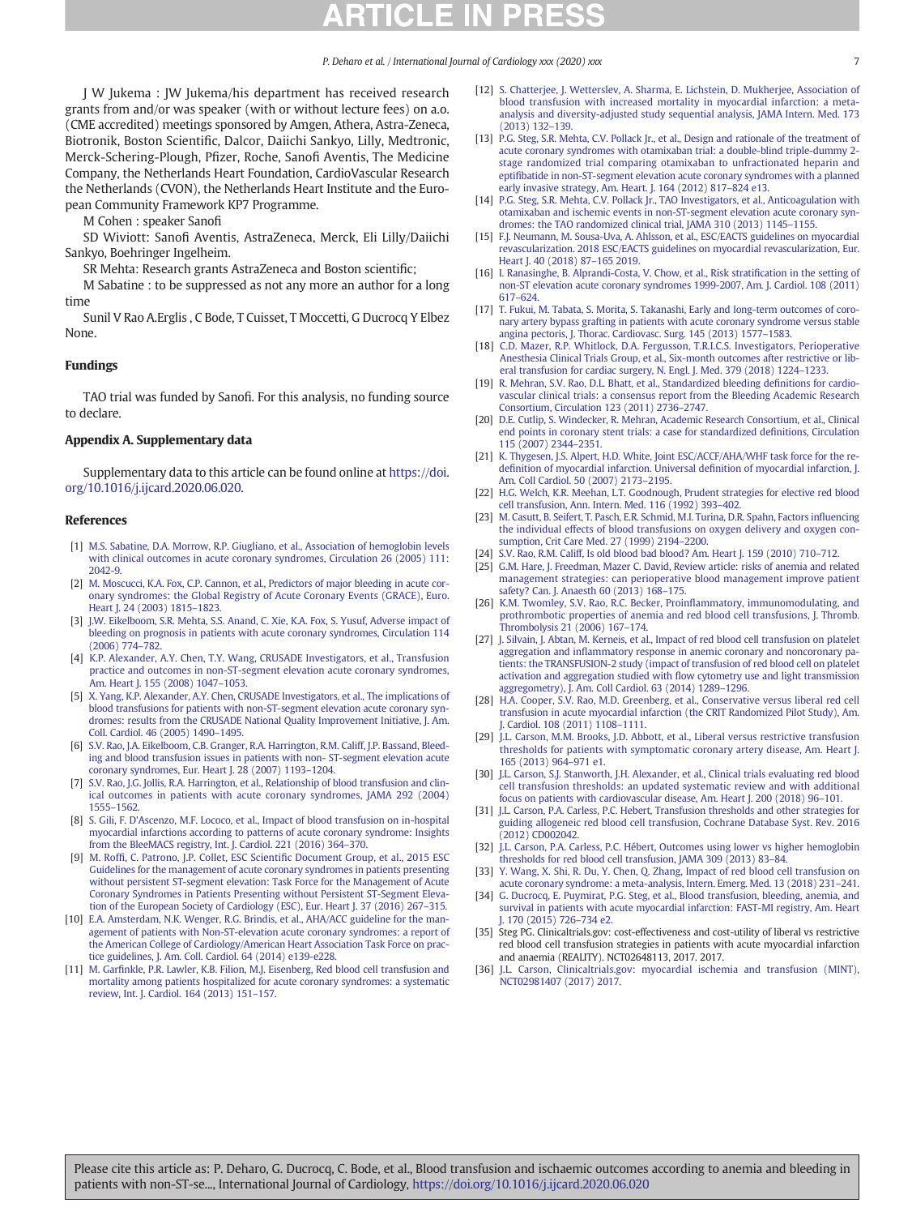J W Jukema : JW Jukema/his department has received research grants from and/or was speaker (with or without lecture fees) on a.o. (CME accredited) meetings sponsored by Amgen, Athera, Astra-Zeneca, Biotronik, Boston Scientific, Dalcor, Daiichi Sankyo, Lilly, Medtronic, Merck-Schering-Plough, Pfizer, Roche, Sanofi Aventis, The Medicine Company, the Netherlands Heart Foundation, CardioVascular Research the Netherlands (CVON), the Netherlands Heart Institute and the European Community Framework KP7 Programme.

M Cohen : speaker Sanofi

SD Wiviott: Sanofi Aventis, AstraZeneca, Merck, Eli Lilly/Daiichi Sankyo, Boehringer Ingelheim.

SR Mehta: Research grants AstraZeneca and Boston scientific;

M Sabatine : to be suppressed as not any more an author for a long time

Sunil V Rao A.Erglis , C Bode, T Cuisset, T Moccetti, G Ducrocq Y Elbez None.

### Fundings

TAO trial was funded by Sanofi. For this analysis, no funding source to declare.

### Appendix A. Supplementary data

Supplementary data to this article can be found online at https://doi.org/10.1016/j.ijcard.2020.06.020.

### References

[1] M.S. Sabatine, D.A. Morrow, R.P. Giugliano, et al., Association of hemoglobin levels with clinical outcomes in acute coronary syndromes, Circulation 26 (2005) 111: 2042-9.

[2] M. Moscucci, K.A. Fox, C.P. Cannon, et al., Predictors of major bleeding in acute coronary syndromes: the Global Registry of Acute Coronary Events (GRACE), Euro. Heart J. 24 (2003) 1815–1823.

[3] J.W. Eikelboom, S.R. Mehta, S.S. Anand, C. Xie, K.A. Fox, S. Yusuf, Adverse impact of bleeding on prognosis in patients with acute coronary syndromes, Circulation 114 (2006) 774–782.

[4] K.P. Alexander, A.Y. Chen, T.Y. Wang, CRUSADE Investigators, et al., Transfusion practice and outcomes in non-ST-segment elevation acute coronary syndromes, Am. Heart J. 155 (2008) 1047–1053.

[5] X. Yang, K.P. Alexander, A.Y. Chen, CRUSADE Investigators, et al., The implications of blood transfusions for patients with non-ST-segment elevation acute coronary syndromes: results from the CRUSADE National Quality Improvement Initiative, J. Am. Coll. Cardiol. 46 (2005) 1490–1495.

[6] S.V. Rao, J.A. Eikelboom, C.B. Granger, R.A. Harrington, R.M. Califf, J.P. Bassand, Bleeding and blood transfusion issues in patients with non- ST-segment elevation acute coronary syndromes, Eur. Heart J. 28 (2007) 1193–1204.

[7] S.V. Rao, J.G. Jollis, R.A. Harrington, et al., Relationship of blood transfusion and clinical outcomes in patients with acute coronary syndromes, JAMA 292 (2004) 1555–1562.

[8] S. Gili, F. D'Ascenzo, M.F. Lococo, et al., Impact of blood transfusion on in-hospital myocardial infarctions according to patterns of acute coronary syndrome: Insights from the BleeMACS registry, Int. J. Cardiol. 221 (2016) 364–370.

[9] M. Roffi, C. Patrono, J.P. Collet, ESC Scientific Document Group, et al., 2015 ESC Guidelines for the management of acute coronary syndromes in patients presenting without persistent ST-segment elevation: Task Force for the Management of Acute Coronary Syndromes in Patients Presenting without Persistent ST-Segment Elevation of the European Society of Cardiology (ESC), Eur. Heart J. 37 (2016) 267–315.

[10] E.A. Amsterdam, N.K. Wenger, R.G. Brindis, et al., AHA/ACC guideline for the management of patients with Non-ST-elevation acute coronary syndromes: a report of the American College of Cardiology/American Heart Association Task Force on practice guidelines, J. Am. Coll. Cardiol. 64 (2014) e139-e228.

[11] M. Garfinkle, P.R. Lawler, K.B. Filion, M.J. Eisenberg, Red blood cell transfusion and mortality among patients hospitalized for acute coronary syndromes: a systematic review, Int. J. Cardiol. 164 (2013) 151–157.

[12] S. Chatterjee, J. Wetterslev, A. Sharma, E. Lichstein, D. Mukherjee, Association of blood transfusion with increased mortality in myocardial infarction: a meta-analysis and diversity-adjusted study sequential analysis, JAMA Intern. Med. 173 (2013) 132–139.

[13] P.G. Steg, S.R. Mehta, C.V. Pollack Jr., et al., Design and rationale of the treatment of acute coronary syndromes with otamixaban trial: a double-blind triple-dummy 2-stage randomized trial comparing otamixaban to unfractionated heparin and eptifibatide in non-ST-segment elevation acute coronary syndromes with a planned early invasive strategy, Am. Heart. J. 164 (2012) 817–824 e13.

[14] P.G. Steg, S.R. Mehta, C.V. Pollack Jr., TAO Investigators, et al., Anticoagulation with otamixaban and ischemic events in non-ST-segment elevation acute coronary syndromes: the TAO randomized clinical trial, JAMA 310 (2013) 1145–1155.

[15] F.J. Neumann, M. Sousa-Uva, A. Ahlsson, et al., ESC/EACTS guidelines on myocardial revascularization. 2018 ESC/EACTS guidelines on myocardial revascularization, Eur. Heart J. 40 (2018) 87–165 2019.

[16] I. Ranasinghe, B. Alprandi-Costa, V. Chow, et al., Risk stratification in the setting of non-ST elevation acute coronary syndromes 1999-2007, Am. J. Cardiol. 108 (2011) 617–624.

[17] T. Fukui, M. Tabata, S. Morita, S. Takanashi, Early and long-term outcomes of coronary artery bypass grafting in patients with acute coronary syndrome versus stable angina pectoris, J. Thorac. Cardiovasc. Surg. 145 (2013) 1577–1583.

[18] C.D. Mazer, R.P. Whitlock, D.A. Fergusson, T.R.I.C.S. Investigators, Perioperative Anesthesia Clinical Trials Group, et al., Six-month outcomes after restrictive or liberal transfusion for cardiac surgery, N. Engl. J. Med. 379 (2018) 1224–1233.

[19] R. Mehran, S.V. Rao, D.L. Bhatt, et al., Standardized bleeding definitions for cardiovascular clinical trials: a consensus report from the Bleeding Academic Research Consortium, Circulation 123 (2011) 2736–2747.

[20] D.E. Cutlip, S. Windecker, R. Mehran, Academic Research Consortium, et al., Clinical end points in coronary stent trials: a case for standardized definitions, Circulation 115 (2007) 2344–2351.

[21] K. Thygesen, J.S. Alpert, H.D. White, Joint ESC/ACCF/AHA/WHF task force for the redefinition of myocardial infarction. Universal definition of myocardial infarction, J. Am. Coll Cardiol. 50 (2007) 2173–2195.

[22] H.G. Welch, K.R. Meehan, L.T. Goodnough, Prudent strategies for elective red blood cell transfusion, Ann. Intern. Med. 116 (1992) 393–402.

[23] M. Casutt, B. Seifert, T. Pasch, E.R. Schmid, M.I. Turina, D.R. Spahn, Factors influencing the individual effects of blood transfusions on oxygen delivery and oxygen consumption, Crit Care Med. 27 (1999) 2194–2200.

[24] S.V. Rao, R.M. Califf, Is old blood bad blood? Am. Heart J. 159 (2010) 710–712.

[25] G.M. Hare, J. Freedman, Mazer C. David, Review article: risks of anemia and related management strategies: can perioperative blood management improve patient safety? Can. J. Anaesth 60 (2013) 168–175.

[26] K.M. Twomley, S.V. Rao, R.C. Becker, Proinflammatory, immunomodulating, and prothrombotic properties of anemia and red blood cell transfusions, J. Thromb. Thrombolysis 21 (2006) 167–174.

[27] J. Silvain, J. Abtan, M. Kerneis, et al., Impact of red blood cell transfusion on platelet aggregation and inflammatory response in anemic coronary and noncoronary patients: the TRANSFUSION-2 study (impact of transfusion of red blood cell on platelet activation and aggregation studied with flow cytometry use and light transmission aggregometry), J. Am. Coll Cardiol. 63 (2014) 1289–1296.

[28] H.A. Cooper, S.V. Rao, M.D. Greenberg, et al., Conservative versus liberal red cell transfusion in acute myocardial infarction (the CRIT Randomized Pilot Study), Am. J. Cardiol. 108 (2011) 1108–1111.

[29] J.L. Carson, M.M. Brooks, J.D. Abbott, et al., Liberal versus restrictive transfusion thresholds for patients with symptomatic coronary artery disease, Am. Heart J. 165 (2013) 964–971 e1.

[30] J.L. Carson, S.J. Stanworth, J.H. Alexander, et al., Clinical trials evaluating red blood cell transfusion thresholds: an updated systematic review and with additional focus on patients with cardiovascular disease, Am. Heart J. 200 (2018) 96–101.

[31] J.L. Carson, P.A. Carless, P.C. Hebert, Transfusion thresholds and other strategies for guiding allogeneic red blood cell transfusion, Cochrane Database Syst. Rev. 2016 (2012) CD002042.

[32] J.L. Carson, P.A. Carless, P.C. Hébert, Outcomes using lower vs higher hemoglobin thresholds for red blood cell transfusion, JAMA 309 (2013) 83–84.

[33] Y. Wang, X. Shi, R. Du, Y. Chen, Q. Zhang, Impact of red blood cell transfusion on acute coronary syndrome: a meta-analysis, Intern. Emerg. Med. 13 (2018) 231–241.

[34] G. Ducrocq, E. Puymirat, P.G. Steg, et al., Blood transfusion, bleeding, anemia, and survival in patients with acute myocardial infarction: FAST-MI registry, Am. Heart J. 170 (2015) 726–734 e2.

[35] Steg PG. Clinicaltrials.gov: cost-effectiveness and cost-utility of liberal vs restrictive red blood cell transfusion strategies in patients with acute myocardial infarction and anaemia (REALITY). NCT02648113, 2017. 2017.

[36] J.L. Carson, Clinicaltrials.gov: myocardial ischemia and transfusion (MINT), NCT02981407 (2017) 2017.